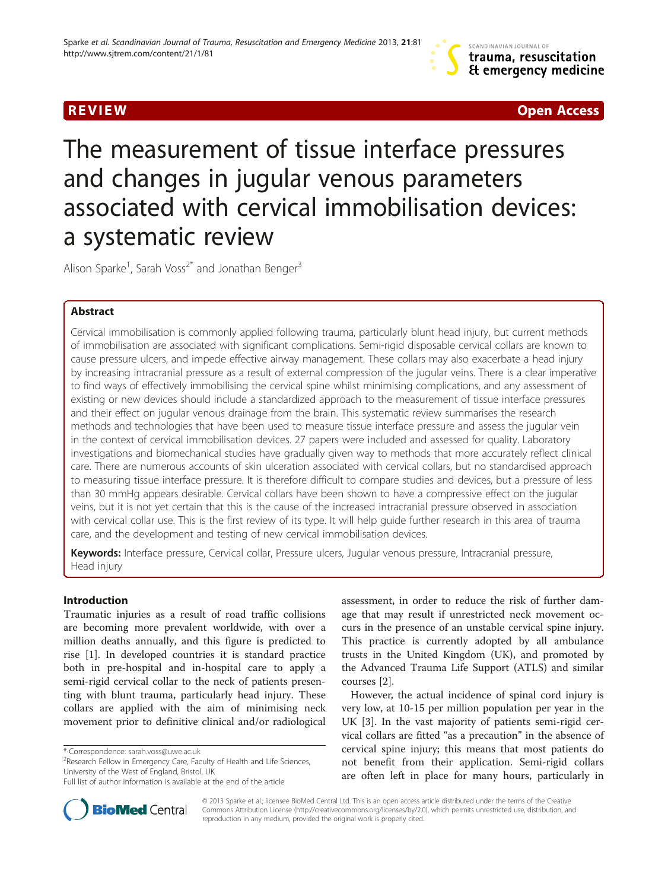**REVIEW** **Open Access**

# The measurement of tissue interface pressures and changes in jugular venous parameters associated with cervical immobilisation devices: a systematic review

Alison Sparke[1], Sarah Voss[2*] and Jonathan Benger[3]

## Abstract

Cervical immobilisation is commonly applied following trauma, particularly blunt head injury, but current methods of immobilisation are associated with significant complications. Semi-rigid disposable cervical collars are known to cause pressure ulcers, and impede effective airway management. These collars may also exacerbate a head injury by increasing intracranial pressure as a result of external compression of the jugular veins. There is a clear imperative to find ways of effectively immobilising the cervical spine whilst minimising complications, and any assessment of existing or new devices should include a standardized approach to the measurement of tissue interface pressures and their effect on jugular venous drainage from the brain. This systematic review summarises the research methods and technologies that have been used to measure tissue interface pressure and assess the jugular vein in the context of cervical immobilisation devices. 27 papers were included and assessed for quality. Laboratory investigations and biomechanical studies have gradually given way to methods that more accurately reflect clinical care. There are numerous accounts of skin ulceration associated with cervical collars, but no standardised approach to measuring tissue interface pressure. It is therefore difficult to compare studies and devices, but a pressure of less than 30 mmHg appears desirable. Cervical collars have been shown to have a compressive effect on the jugular veins, but it is not yet certain that this is the cause of the increased intracranial pressure observed in association with cervical collar use. This is the first review of its type. It will help guide further research in this area of trauma care, and the development and testing of new cervical immobilisation devices.

**Keywords:** Interface pressure, Cervical collar, Pressure ulcers, Jugular venous pressure, Intracranial pressure, Head injury

## Introduction

Traumatic injuries as a result of road traffic collisions are becoming more prevalent worldwide, with over a million deaths annually, and this figure is predicted to rise [1]. In developed countries it is standard practice both in pre-hospital and in-hospital care to apply a semi-rigid cervical collar to the neck of patients presenting with blunt trauma, particularly head injury. These collars are applied with the aim of minimising neck movement prior to definitive clinical and/or radiological assessment, in order to reduce the risk of further damage that may result if unrestricted neck movement occurs in the presence of an unstable cervical spine injury. This practice is currently adopted by all ambulance trusts in the United Kingdom (UK), and promoted by the Advanced Trauma Life Support (ATLS) and similar courses [2].

However, the actual incidence of spinal cord injury is very low, at 10-15 per million population per year in the UK [3]. In the vast majority of patients semi-rigid cervical collars are fitted "as a precaution" in the absence of cervical spine injury; this means that most patients do not benefit from their application. Semi-rigid collars are often left in place for many hours, particularly in

\* Correspondence: sarah.voss@uwe.ac.uk
[2]Research Fellow in Emergency Care, Faculty of Health and Life Sciences, University of the West of England, Bristol, UK
Full list of author information is available at the end of the article

© 2013 Sparke et al.; licensee BioMed Central Ltd. This is an open access article distributed under the terms of the Creative Commons Attribution License (http://creativecommons.org/licenses/by/2.0), which permits unrestricted use, distribution, and reproduction in any medium, provided the original work is properly cited.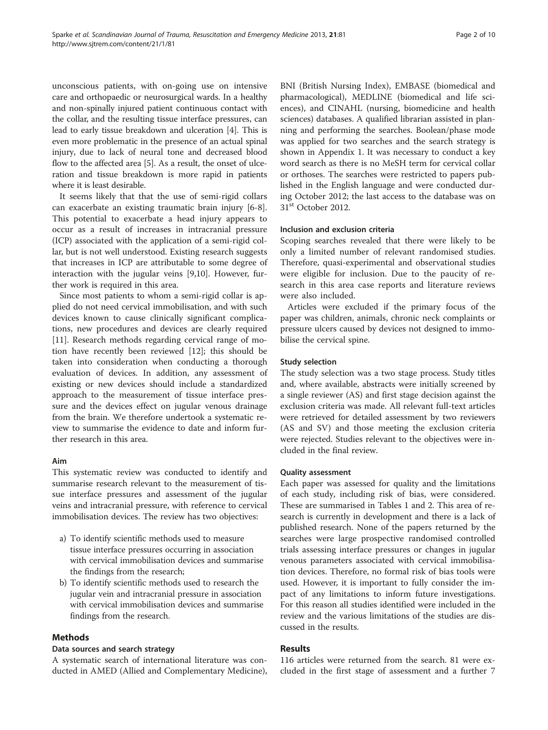unconscious patients, with on-going use on intensive care and orthopaedic or neurosurgical wards. In a healthy and non-spinally injured patient continuous contact with the collar, and the resulting tissue interface pressures, can lead to early tissue breakdown and ulceration [4]. This is even more problematic in the presence of an actual spinal injury, due to lack of neural tone and decreased blood flow to the affected area [5]. As a result, the onset of ulceration and tissue breakdown is more rapid in patients where it is least desirable.

It seems likely that that the use of semi-rigid collars can exacerbate an existing traumatic brain injury [6-8]. This potential to exacerbate a head injury appears to occur as a result of increases in intracranial pressure (ICP) associated with the application of a semi-rigid collar, but is not well understood. Existing research suggests that increases in ICP are attributable to some degree of interaction with the jugular veins [9,10]. However, further work is required in this area.

Since most patients to whom a semi-rigid collar is applied do not need cervical immobilisation, and with such devices known to cause clinically significant complications, new procedures and devices are clearly required [11]. Research methods regarding cervical range of motion have recently been reviewed [12]; this should be taken into consideration when conducting a thorough evaluation of devices. In addition, any assessment of existing or new devices should include a standardized approach to the measurement of tissue interface pressure and the devices effect on jugular venous drainage from the brain. We therefore undertook a systematic review to summarise the evidence to date and inform further research in this area.

### Aim

This systematic review was conducted to identify and summarise research relevant to the measurement of tissue interface pressures and assessment of the jugular veins and intracranial pressure, with reference to cervical immobilisation devices. The review has two objectives:

a) To identify scientific methods used to measure tissue interface pressures occurring in association with cervical immobilisation devices and summarise the findings from the research;
b) To identify scientific methods used to research the jugular vein and intracranial pressure in association with cervical immobilisation devices and summarise findings from the research.

## Methods

### Data sources and search strategy

A systematic search of international literature was conducted in AMED (Allied and Complementary Medicine), BNI (British Nursing Index), EMBASE (biomedical and pharmacological), MEDLINE (biomedical and life sciences), and CINAHL (nursing, biomedicine and health sciences) databases. A qualified librarian assisted in planning and performing the searches. Boolean/phase mode was applied for two searches and the search strategy is shown in Appendix 1. It was necessary to conduct a key word search as there is no MeSH term for cervical collar or orthoses. The searches were restricted to papers published in the English language and were conducted during October 2012; the last access to the database was on 31st October 2012.

### Inclusion and exclusion criteria

Scoping searches revealed that there were likely to be only a limited number of relevant randomised studies. Therefore, quasi-experimental and observational studies were eligible for inclusion. Due to the paucity of research in this area case reports and literature reviews were also included.

Articles were excluded if the primary focus of the paper was children, animals, chronic neck complaints or pressure ulcers caused by devices not designed to immobilise the cervical spine.

### Study selection

The study selection was a two stage process. Study titles and, where available, abstracts were initially screened by a single reviewer (AS) and first stage decision against the exclusion criteria was made. All relevant full-text articles were retrieved for detailed assessment by two reviewers (AS and SV) and those meeting the exclusion criteria were rejected. Studies relevant to the objectives were included in the final review.

### Quality assessment

Each paper was assessed for quality and the limitations of each study, including risk of bias, were considered. These are summarised in Tables 1 and 2. This area of research is currently in development and there is a lack of published research. None of the papers returned by the searches were large prospective randomised controlled trials assessing interface pressures or changes in jugular venous parameters associated with cervical immobilisation devices. Therefore, no formal risk of bias tools were used. However, it is important to fully consider the impact of any limitations to inform future investigations. For this reason all studies identified were included in the review and the various limitations of the studies are discussed in the results.

## Results

116 articles were returned from the search. 81 were excluded in the first stage of assessment and a further 7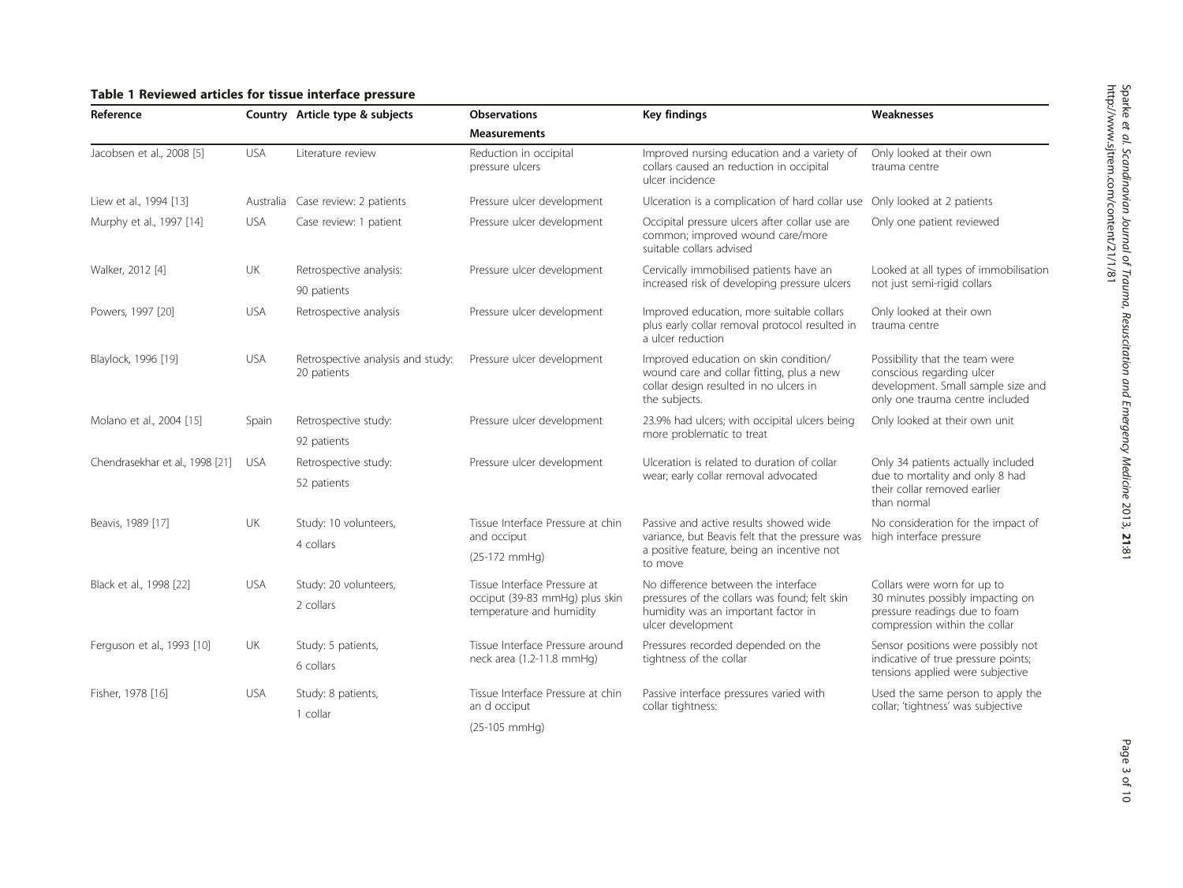**Table 1 Reviewed articles for tissue interface pressure**

| Reference | Country | Article type & subjects | Observations Measurements | Key findings | Weaknesses |
|---|---|---|---|---|---|
| Jacobsen et al., 2008 [5] | USA | Literature review | Reduction in occipital pressure ulcers | Improved nursing education and a variety of collars caused an reduction in occipital ulcer incidence | Only looked at their own trauma centre |
| Liew et al., 1994 [13] | Australia | Case review: 2 patients | Pressure ulcer development | Ulceration is a complication of hard collar use | Only looked at 2 patients |
| Murphy et al., 1997 [14] | USA | Case review: 1 patient | Pressure ulcer development | Occipital pressure ulcers after collar use are common; improved wound care/more suitable collars advised | Only one patient reviewed |
| Walker, 2012 [4] | UK | Retrospective analysis: 90 patients | Pressure ulcer development | Cervically immobilised patients have an increased risk of developing pressure ulcers | Looked at all types of immobilisation not just semi-rigid collars |
| Powers, 1997 [20] | USA | Retrospective analysis | Pressure ulcer development | Improved education, more suitable collars plus early collar removal protocol resulted in a ulcer reduction | Only looked at their own trauma centre |
| Blaylock, 1996 [19] | USA | Retrospective analysis and study: 20 patients | Pressure ulcer development | Improved education on skin condition/ wound care and collar fitting, plus a new collar design resulted in no ulcers in the subjects. | Possibility that the team were conscious regarding ulcer development. Small sample size and only one trauma centre included |
| Molano et al., 2004 [15] | Spain | Retrospective study: 92 patients | Pressure ulcer development | 23.9% had ulcers; with occipital ulcers being more problematic to treat | Only looked at their own unit |
| Chendrasekhar et al., 1998 [21] | USA | Retrospective study: 52 patients | Pressure ulcer development | Ulceration is related to duration of collar wear; early collar removal advocated | Only 34 patients actually included due to mortality and only 8 had their collar removed earlier than normal |
| Beavis, 1989 [17] | UK | Study: 10 volunteers, 4 collars | Tissue Interface Pressure at chin and occiput (25-172 mmHg) | Passive and active results showed wide variance, but Beavis felt that the pressure was a positive feature, being an incentive not to move | No consideration for the impact of high interface pressure |
| Black et al., 1998 [22] | USA | Study: 20 volunteers, 2 collars | Tissue Interface Pressure at occiput (39-83 mmHg) plus skin temperature and humidity | No difference between the interface pressures of the collars was found; felt skin humidity was an important factor in ulcer development | Collars were worn for up to 30 minutes possibly impacting on pressure readings due to foam compression within the collar |
| Ferguson et al., 1993 [10] | UK | Study: 5 patients, 6 collars | Tissue Interface Pressure around neck area (1.2-11.8 mmHg) | Pressures recorded depended on the tightness of the collar | Sensor positions were possibly not indicative of true pressure points; tensions applied were subjective |
| Fisher, 1978 [16] | USA | Study: 8 patients, 1 collar | Tissue Interface Pressure at chin an d occiput (25-105 mmHg) | Passive interface pressures varied with collar tightness: | Used the same person to apply the collar; 'tightness' was subjective |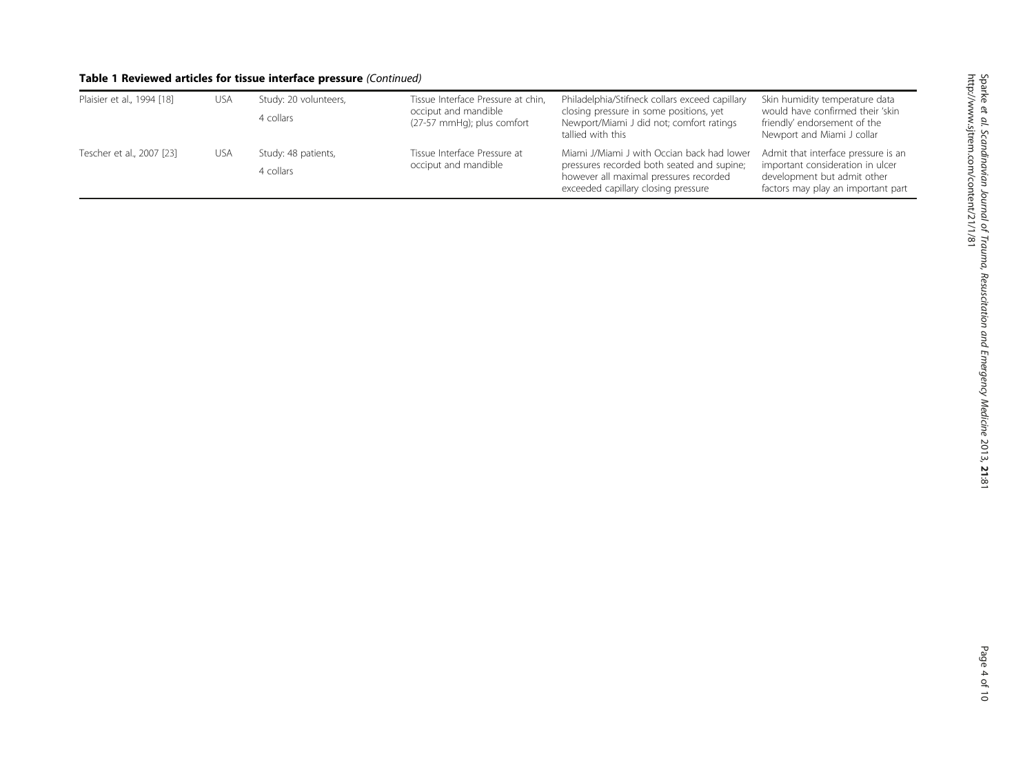**Table 1 Reviewed articles for tissue interface pressure** *(Continued)*

| | | | | | |
|---|---|---|---|---|---|
| Plaisier et al., 1994 [18] | USA | Study: 20 volunteers, 4 collars | Tissue Interface Pressure at chin, occiput and mandible (27-57 mmHg); plus comfort | Philadelphia/Stifneck collars exceed capillary closing pressure in some positions, yet Newport/Miami J did not; comfort ratings tallied with this | Skin humidity temperature data would have confirmed their 'skin friendly' endorsement of the Newport and Miami J collar |
| Tescher et al., 2007 [23] | USA | Study: 48 patients, 4 collars | Tissue Interface Pressure at occiput and mandible | Miami J/Miami J with Occian back had lower pressures recorded both seated and supine; however all maximal pressures recorded exceeded capillary closing pressure | Admit that interface pressure is an important consideration in ulcer development but admit other factors may play an important part |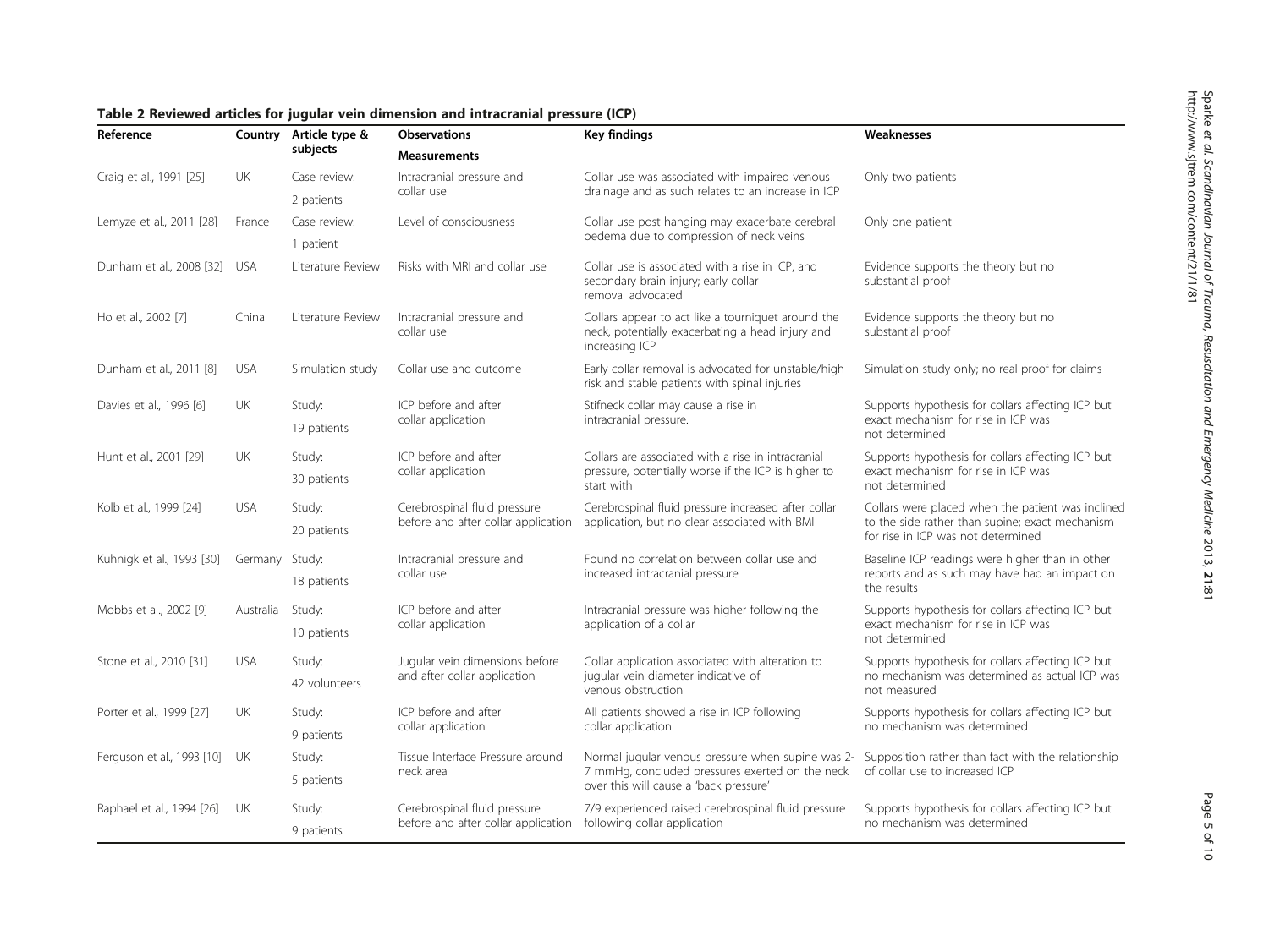**Table 2 Reviewed articles for jugular vein dimension and intracranial pressure (ICP)**

| Reference | Country | Article type & subjects | Observations Measurements | Key findings | Weaknesses |
|---|---|---|---|---|---|
| Craig et al., 1991 [25] | UK | Case review: 2 patients | Intracranial pressure and collar use | Collar use was associated with impaired venous drainage and as such relates to an increase in ICP | Only two patients |
| Lemyze et al., 2011 [28] | France | Case review: 1 patient | Level of consciousness | Collar use post hanging may exacerbate cerebral oedema due to compression of neck veins | Only one patient |
| Dunham et al., 2008 [32] | USA | Literature Review | Risks with MRI and collar use | Collar use is associated with a rise in ICP, and secondary brain injury; early collar removal advocated | Evidence supports the theory but no substantial proof |
| Ho et al., 2002 [7] | China | Literature Review | Intracranial pressure and collar use | Collars appear to act like a tourniquet around the neck, potentially exacerbating a head injury and increasing ICP | Evidence supports the theory but no substantial proof |
| Dunham et al., 2011 [8] | USA | Simulation study | Collar use and outcome | Early collar removal is advocated for unstable/high risk and stable patients with spinal injuries | Simulation study only; no real proof for claims |
| Davies et al., 1996 [6] | UK | Study: 19 patients | ICP before and after collar application | Stifneck collar may cause a rise in intracranial pressure. | Supports hypothesis for collars affecting ICP but exact mechanism for rise in ICP was not determined |
| Hunt et al., 2001 [29] | UK | Study: 30 patients | ICP before and after collar application | Collars are associated with a rise in intracranial pressure, potentially worse if the ICP is higher to start with | Supports hypothesis for collars affecting ICP but exact mechanism for rise in ICP was not determined |
| Kolb et al., 1999 [24] | USA | Study: 20 patients | Cerebrospinal fluid pressure before and after collar application | Cerebrospinal fluid pressure increased after collar application, but no clear associated with BMI | Collars were placed when the patient was inclined to the side rather than supine; exact mechanism for rise in ICP was not determined |
| Kuhnigk et al., 1993 [30] | Germany | Study: 18 patients | Intracranial pressure and collar use | Found no correlation between collar use and increased intracranial pressure | Baseline ICP readings were higher than in other reports and as such may have had an impact on the results |
| Mobbs et al., 2002 [9] | Australia | Study: 10 patients | ICP before and after collar application | Intracranial pressure was higher following the application of a collar | Supports hypothesis for collars affecting ICP but exact mechanism for rise in ICP was not determined |
| Stone et al., 2010 [31] | USA | Study: 42 volunteers | Jugular vein dimensions before and after collar application | Collar application associated with alteration to jugular vein diameter indicative of venous obstruction | Supports hypothesis for collars affecting ICP but no mechanism was determined as actual ICP was not measured |
| Porter et al., 1999 [27] | UK | Study: 9 patients | ICP before and after collar application | All patients showed a rise in ICP following collar application | Supports hypothesis for collars affecting ICP but no mechanism was determined |
| Ferguson et al., 1993 [10] | UK | Study: 5 patients | Tissue Interface Pressure around neck area | Normal jugular venous pressure when supine was 2-7 mmHg, concluded pressures exerted on the neck over this will cause a 'back pressure' | Supposition rather than fact with the relationship of collar use to increased ICP |
| Raphael et al., 1994 [26] | UK | Study: 9 patients | Cerebrospinal fluid pressure before and after collar application | 7/9 experienced raised cerebrospinal fluid pressure following collar application | Supports hypothesis for collars affecting ICP but no mechanism was determined |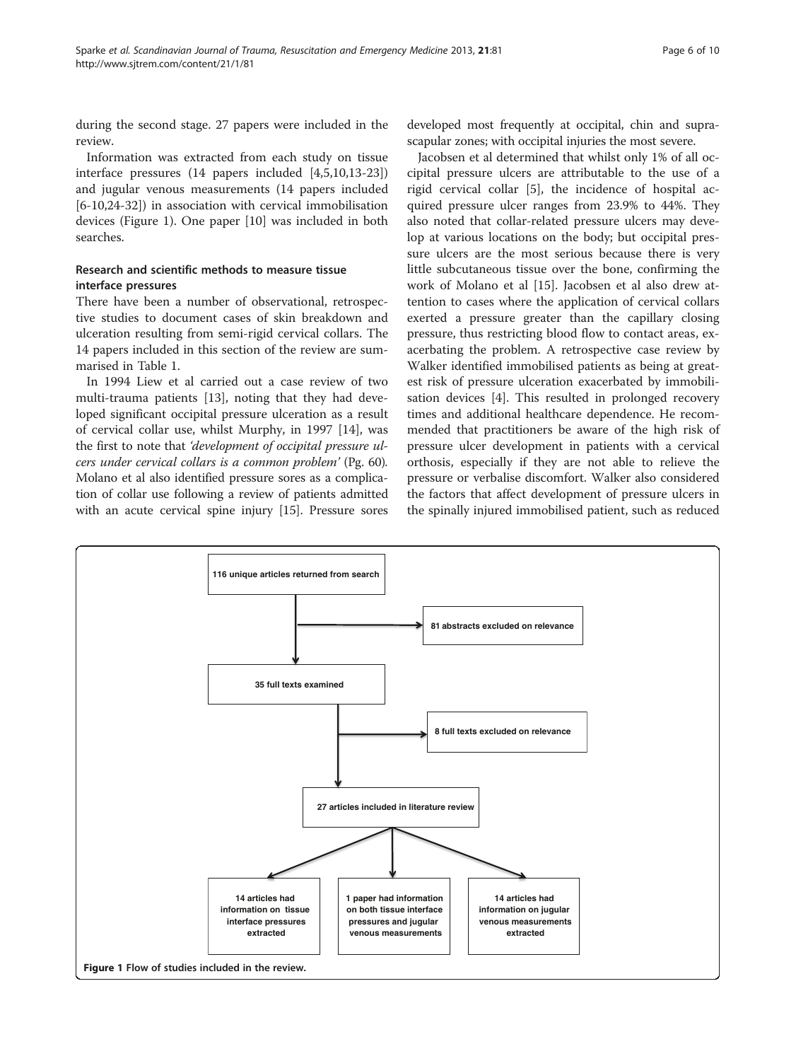during the second stage. 27 papers were included in the review.

Information was extracted from each study on tissue interface pressures (14 papers included [4,5,10,13-23]) and jugular venous measurements (14 papers included [6-10,24-32]) in association with cervical immobilisation devices (Figure 1). One paper [10] was included in both searches.

### Research and scientific methods to measure tissue interface pressures

There have been a number of observational, retrospective studies to document cases of skin breakdown and ulceration resulting from semi-rigid cervical collars. The 14 papers included in this section of the review are summarised in Table 1.

In 1994 Liew et al carried out a case review of two multi-trauma patients [13], noting that they had developed significant occipital pressure ulceration as a result of cervical collar use, whilst Murphy, in 1997 [14], was the first to note that *'development of occipital pressure ulcers under cervical collars is a common problem'* (Pg. 60). Molano et al also identified pressure sores as a complication of collar use following a review of patients admitted with an acute cervical spine injury [15]. Pressure sores developed most frequently at occipital, chin and suprascapular zones; with occipital injuries the most severe.

Jacobsen et al determined that whilst only 1% of all occipital pressure ulcers are attributable to the use of a rigid cervical collar [5], the incidence of hospital acquired pressure ulcer ranges from 23.9% to 44%. They also noted that collar-related pressure ulcers may develop at various locations on the body; but occipital pressure ulcers are the most serious because there is very little subcutaneous tissue over the bone, confirming the work of Molano et al [15]. Jacobsen et al also drew attention to cases where the application of cervical collars exerted a pressure greater than the capillary closing pressure, thus restricting blood flow to contact areas, exacerbating the problem. A retrospective case review by Walker identified immobilised patients as being at greatest risk of pressure ulceration exacerbated by immobilisation devices [4]. This resulted in prolonged recovery times and additional healthcare dependence. He recommended that practitioners be aware of the high risk of pressure ulcer development in patients with a cervical orthosis, especially if they are not able to relieve the pressure or verbalise discomfort. Walker also considered the factors that affect development of pressure ulcers in the spinally injured immobilised patient, such as reduced

116 unique articles returned from search → 81 abstracts excluded on relevance → 35 full texts examined → 8 full texts excluded on relevance → 27 articles included in literature review → 14 articles had information on tissue interface pressures extracted; 1 paper had information on both tissue interface pressures and jugular venous measurements; 14 articles had information on jugular venous measurements extracted

**Figure 1** Flow of studies included in the review.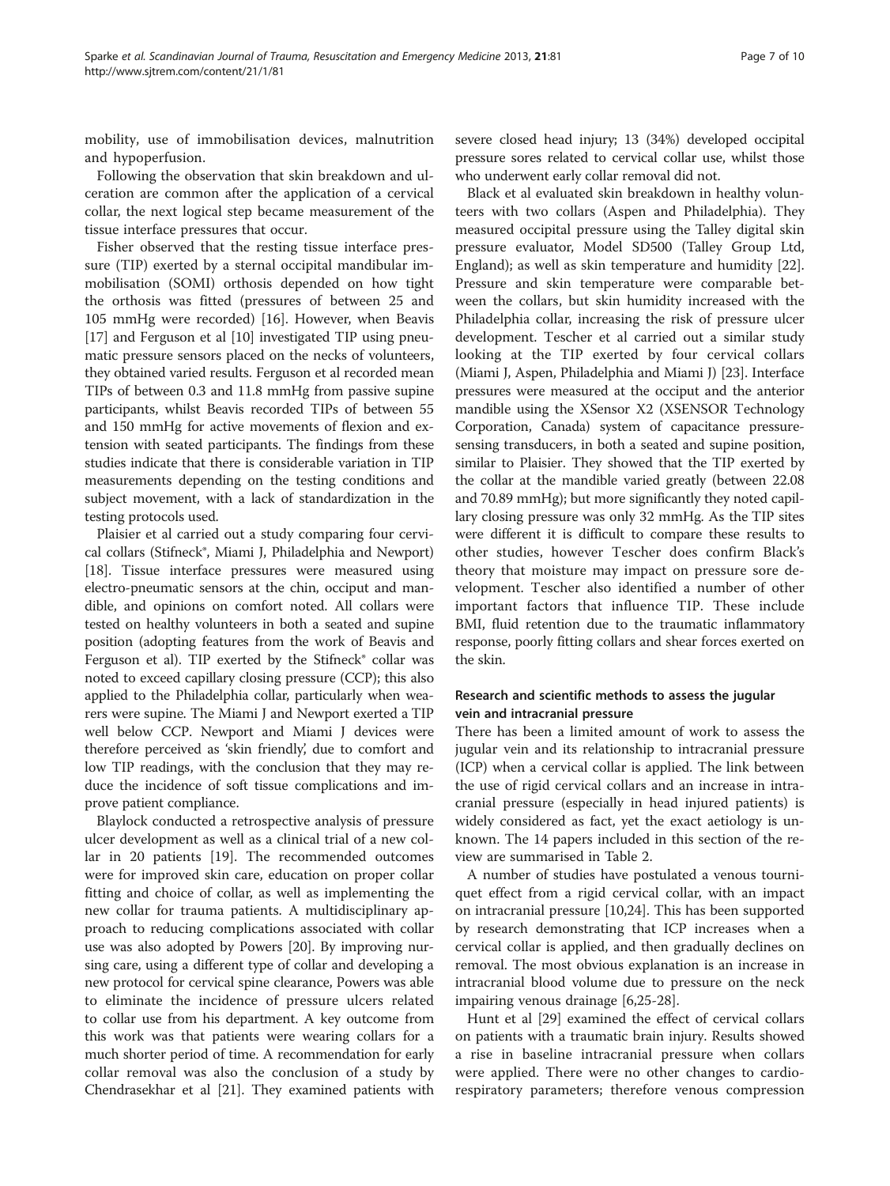mobility, use of immobilisation devices, malnutrition and hypoperfusion.

Following the observation that skin breakdown and ulceration are common after the application of a cervical collar, the next logical step became measurement of the tissue interface pressures that occur.

Fisher observed that the resting tissue interface pressure (TIP) exerted by a sternal occipital mandibular immobilisation (SOMI) orthosis depended on how tight the orthosis was fitted (pressures of between 25 and 105 mmHg were recorded) [16]. However, when Beavis [17] and Ferguson et al [10] investigated TIP using pneumatic pressure sensors placed on the necks of volunteers, they obtained varied results. Ferguson et al recorded mean TIPs of between 0.3 and 11.8 mmHg from passive supine participants, whilst Beavis recorded TIPs of between 55 and 150 mmHg for active movements of flexion and extension with seated participants. The findings from these studies indicate that there is considerable variation in TIP measurements depending on the testing conditions and subject movement, with a lack of standardization in the testing protocols used.

Plaisier et al carried out a study comparing four cervical collars (Stifneck®, Miami J, Philadelphia and Newport) [18]. Tissue interface pressures were measured using electro-pneumatic sensors at the chin, occiput and mandible, and opinions on comfort noted. All collars were tested on healthy volunteers in both a seated and supine position (adopting features from the work of Beavis and Ferguson et al). TIP exerted by the Stifneck® collar was noted to exceed capillary closing pressure (CCP); this also applied to the Philadelphia collar, particularly when wearers were supine. The Miami J and Newport exerted a TIP well below CCP. Newport and Miami J devices were therefore perceived as 'skin friendly', due to comfort and low TIP readings, with the conclusion that they may reduce the incidence of soft tissue complications and improve patient compliance.

Blaylock conducted a retrospective analysis of pressure ulcer development as well as a clinical trial of a new collar in 20 patients [19]. The recommended outcomes were for improved skin care, education on proper collar fitting and choice of collar, as well as implementing the new collar for trauma patients. A multidisciplinary approach to reducing complications associated with collar use was also adopted by Powers [20]. By improving nursing care, using a different type of collar and developing a new protocol for cervical spine clearance, Powers was able to eliminate the incidence of pressure ulcers related to collar use from his department. A key outcome from this work was that patients were wearing collars for a much shorter period of time. A recommendation for early collar removal was also the conclusion of a study by Chendrasekhar et al [21]. They examined patients with severe closed head injury; 13 (34%) developed occipital pressure sores related to cervical collar use, whilst those who underwent early collar removal did not.

Black et al evaluated skin breakdown in healthy volunteers with two collars (Aspen and Philadelphia). They measured occipital pressure using the Talley digital skin pressure evaluator, Model SD500 (Talley Group Ltd, England); as well as skin temperature and humidity [22]. Pressure and skin temperature were comparable between the collars, but skin humidity increased with the Philadelphia collar, increasing the risk of pressure ulcer development. Tescher et al carried out a similar study looking at the TIP exerted by four cervical collars (Miami J, Aspen, Philadelphia and Miami J) [23]. Interface pressures were measured at the occiput and the anterior mandible using the XSensor X2 (XSENSOR Technology Corporation, Canada) system of capacitance pressure-sensing transducers, in both a seated and supine position, similar to Plaisier. They showed that the TIP exerted by the collar at the mandible varied greatly (between 22.08 and 70.89 mmHg); but more significantly they noted capillary closing pressure was only 32 mmHg. As the TIP sites were different it is difficult to compare these results to other studies, however Tescher does confirm Black's theory that moisture may impact on pressure sore development. Tescher also identified a number of other important factors that influence TIP. These include BMI, fluid retention due to the traumatic inflammatory response, poorly fitting collars and shear forces exerted on the skin.

### Research and scientific methods to assess the jugular vein and intracranial pressure

There has been a limited amount of work to assess the jugular vein and its relationship to intracranial pressure (ICP) when a cervical collar is applied. The link between the use of rigid cervical collars and an increase in intracranial pressure (especially in head injured patients) is widely considered as fact, yet the exact aetiology is unknown. The 14 papers included in this section of the review are summarised in Table 2.

A number of studies have postulated a venous tourniquet effect from a rigid cervical collar, with an impact on intracranial pressure [10,24]. This has been supported by research demonstrating that ICP increases when a cervical collar is applied, and then gradually declines on removal. The most obvious explanation is an increase in intracranial blood volume due to pressure on the neck impairing venous drainage [6,25-28].

Hunt et al [29] examined the effect of cervical collars on patients with a traumatic brain injury. Results showed a rise in baseline intracranial pressure when collars were applied. There were no other changes to cardiorespiratory parameters; therefore venous compression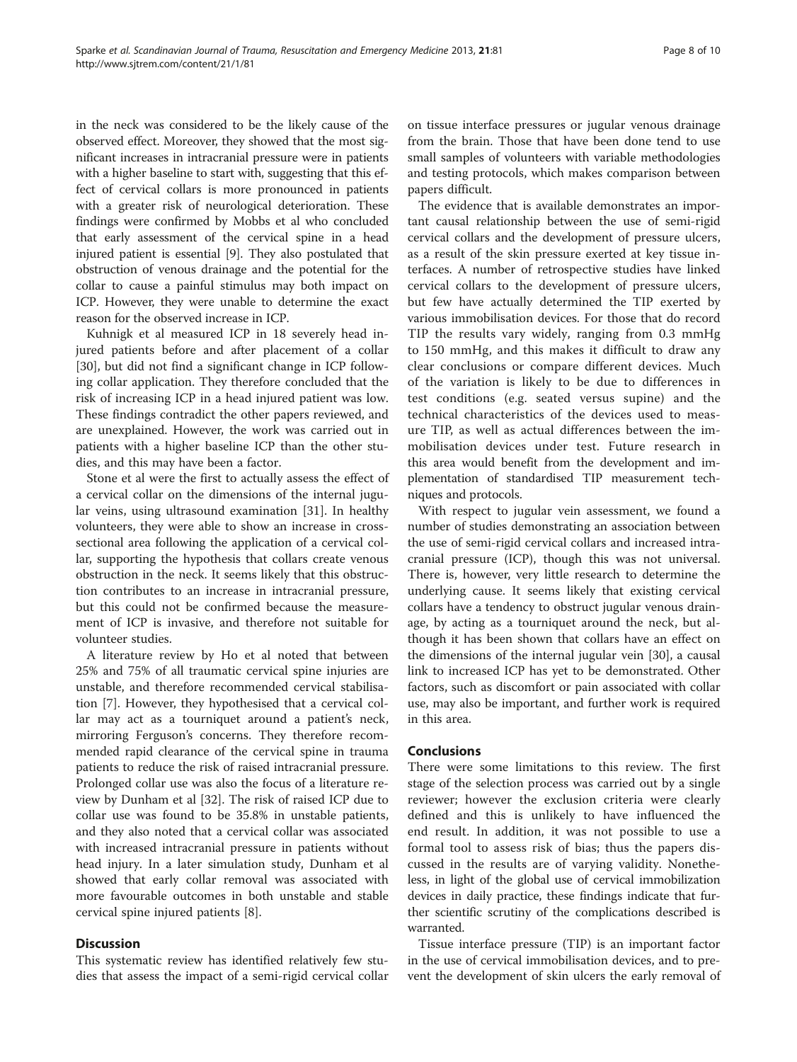in the neck was considered to be the likely cause of the observed effect. Moreover, they showed that the most significant increases in intracranial pressure were in patients with a higher baseline to start with, suggesting that this effect of cervical collars is more pronounced in patients with a greater risk of neurological deterioration. These findings were confirmed by Mobbs et al who concluded that early assessment of the cervical spine in a head injured patient is essential [9]. They also postulated that obstruction of venous drainage and the potential for the collar to cause a painful stimulus may both impact on ICP. However, they were unable to determine the exact reason for the observed increase in ICP.

Kuhnigk et al measured ICP in 18 severely head injured patients before and after placement of a collar [30], but did not find a significant change in ICP following collar application. They therefore concluded that the risk of increasing ICP in a head injured patient was low. These findings contradict the other papers reviewed, and are unexplained. However, the work was carried out in patients with a higher baseline ICP than the other studies, and this may have been a factor.

Stone et al were the first to actually assess the effect of a cervical collar on the dimensions of the internal jugular veins, using ultrasound examination [31]. In healthy volunteers, they were able to show an increase in cross-sectional area following the application of a cervical collar, supporting the hypothesis that collars create venous obstruction in the neck. It seems likely that this obstruction contributes to an increase in intracranial pressure, but this could not be confirmed because the measurement of ICP is invasive, and therefore not suitable for volunteer studies.

A literature review by Ho et al noted that between 25% and 75% of all traumatic cervical spine injuries are unstable, and therefore recommended cervical stabilisation [7]. However, they hypothesised that a cervical collar may act as a tourniquet around a patient's neck, mirroring Ferguson's concerns. They therefore recommended rapid clearance of the cervical spine in trauma patients to reduce the risk of raised intracranial pressure. Prolonged collar use was also the focus of a literature review by Dunham et al [32]. The risk of raised ICP due to collar use was found to be 35.8% in unstable patients, and they also noted that a cervical collar was associated with increased intracranial pressure in patients without head injury. In a later simulation study, Dunham et al showed that early collar removal was associated with more favourable outcomes in both unstable and stable cervical spine injured patients [8].

## Discussion

This systematic review has identified relatively few studies that assess the impact of a semi-rigid cervical collar on tissue interface pressures or jugular venous drainage from the brain. Those that have been done tend to use small samples of volunteers with variable methodologies and testing protocols, which makes comparison between papers difficult.

The evidence that is available demonstrates an important causal relationship between the use of semi-rigid cervical collars and the development of pressure ulcers, as a result of the skin pressure exerted at key tissue interfaces. A number of retrospective studies have linked cervical collars to the development of pressure ulcers, but few have actually determined the TIP exerted by various immobilisation devices. For those that do record TIP the results vary widely, ranging from 0.3 mmHg to 150 mmHg, and this makes it difficult to draw any clear conclusions or compare different devices. Much of the variation is likely to be due to differences in test conditions (e.g. seated versus supine) and the technical characteristics of the devices used to measure TIP, as well as actual differences between the immobilisation devices under test. Future research in this area would benefit from the development and implementation of standardised TIP measurement techniques and protocols.

With respect to jugular vein assessment, we found a number of studies demonstrating an association between the use of semi-rigid cervical collars and increased intracranial pressure (ICP), though this was not universal. There is, however, very little research to determine the underlying cause. It seems likely that existing cervical collars have a tendency to obstruct jugular venous drainage, by acting as a tourniquet around the neck, but although it has been shown that collars have an effect on the dimensions of the internal jugular vein [30], a causal link to increased ICP has yet to be demonstrated. Other factors, such as discomfort or pain associated with collar use, may also be important, and further work is required in this area.

## Conclusions

There were some limitations to this review. The first stage of the selection process was carried out by a single reviewer; however the exclusion criteria were clearly defined and this is unlikely to have influenced the end result. In addition, it was not possible to use a formal tool to assess risk of bias; thus the papers discussed in the results are of varying validity. Nonetheless, in light of the global use of cervical immobilization devices in daily practice, these findings indicate that further scientific scrutiny of the complications described is warranted.

Tissue interface pressure (TIP) is an important factor in the use of cervical immobilisation devices, and to prevent the development of skin ulcers the early removal of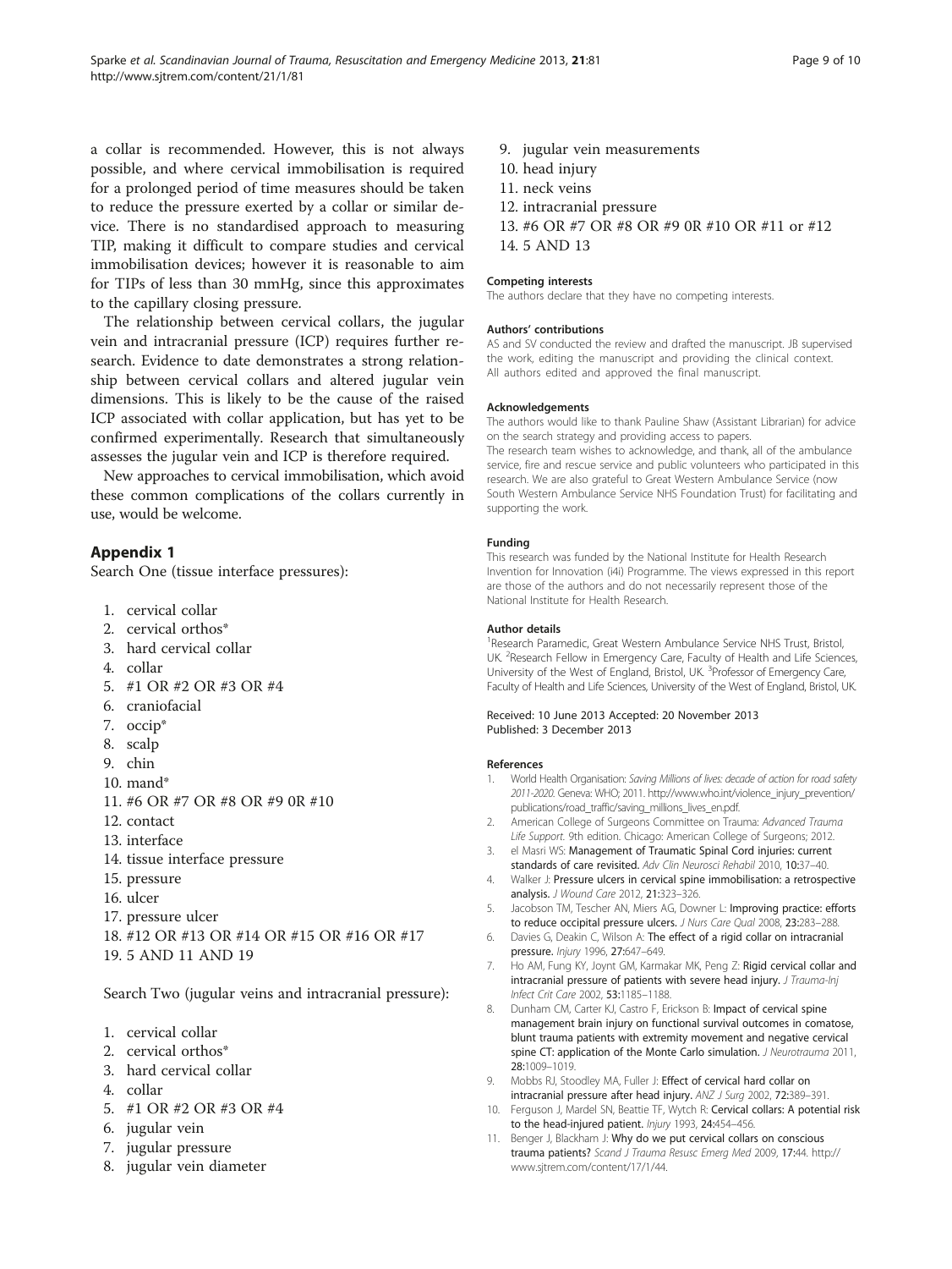a collar is recommended. However, this is not always possible, and where cervical immobilisation is required for a prolonged period of time measures should be taken to reduce the pressure exerted by a collar or similar device. There is no standardised approach to measuring TIP, making it difficult to compare studies and cervical immobilisation devices; however it is reasonable to aim for TIPs of less than 30 mmHg, since this approximates to the capillary closing pressure.

The relationship between cervical collars, the jugular vein and intracranial pressure (ICP) requires further research. Evidence to date demonstrates a strong relationship between cervical collars and altered jugular vein dimensions. This is likely to be the cause of the raised ICP associated with collar application, but has yet to be confirmed experimentally. Research that simultaneously assesses the jugular vein and ICP is therefore required.

New approaches to cervical immobilisation, which avoid these common complications of the collars currently in use, would be welcome.

## Appendix 1

Search One (tissue interface pressures):

1. cervical collar
2. cervical orthos*
3. hard cervical collar
4. collar
5. #1 OR #2 OR #3 OR #4
6. craniofacial
7. occip*
8. scalp
9. chin
10. mand*
11. #6 OR #7 OR #8 OR #9 0R #10
12. contact
13. interface
14. tissue interface pressure
15. pressure
16. ulcer
17. pressure ulcer
18. #12 OR #13 OR #14 OR #15 OR #16 OR #17
19. 5 AND 11 AND 19

Search Two (jugular veins and intracranial pressure):

1. cervical collar
2. cervical orthos*
3. hard cervical collar
4. collar
5. #1 OR #2 OR #3 OR #4
6. jugular vein
7. jugular pressure
8. jugular vein diameter
9. jugular vein measurements
10. head injury
11. neck veins
12. intracranial pressure
13. #6 OR #7 OR #8 OR #9 0R #10 OR #11 or #12
14. 5 AND 13

#### Competing interests

The authors declare that they have no competing interests.

#### Authors' contributions

AS and SV conducted the review and drafted the manuscript. JB supervised the work, editing the manuscript and providing the clinical context. All authors edited and approved the final manuscript.

#### Acknowledgements

The authors would like to thank Pauline Shaw (Assistant Librarian) for advice on the search strategy and providing access to papers.
The research team wishes to acknowledge, and thank, all of the ambulance service, fire and rescue service and public volunteers who participated in this research. We are also grateful to Great Western Ambulance Service (now South Western Ambulance Service NHS Foundation Trust) for facilitating and supporting the work.

#### Funding

This research was funded by the National Institute for Health Research Invention for Innovation (i4i) Programme. The views expressed in this report are those of the authors and do not necessarily represent those of the National Institute for Health Research.

#### Author details

[1]Research Paramedic, Great Western Ambulance Service NHS Trust, Bristol, UK. [2]Research Fellow in Emergency Care, Faculty of Health and Life Sciences, University of the West of England, Bristol, UK. [3]Professor of Emergency Care, Faculty of Health and Life Sciences, University of the West of England, Bristol, UK.

Received: 10 June 2013 Accepted: 20 November 2013
Published: 3 December 2013

#### References

1. World Health Organisation: *Saving Millions of lives: decade of action for road safety 2011-2020*. Geneva: WHO; 2011. http://www.who.int/violence_injury_prevention/publications/road_traffic/saving_millions_lives_en.pdf.
2. American College of Surgeons Committee on Trauma: *Advanced Trauma Life Support*. 9th edition. Chicago: American College of Surgeons; 2012.
3. el Masri WS: **Management of Traumatic Spinal Cord injuries: current standards of care revisited.** *Adv Clin Neurosci Rehabil* 2010, **10:**37–40.
4. Walker J: **Pressure ulcers in cervical spine immobilisation: a retrospective analysis.** *J Wound Care* 2012, **21:**323–326.
5. Jacobson TM, Tescher AN, Miers AG, Downer L: **Improving practice: efforts to reduce occipital pressure ulcers.** *J Nurs Care Qual* 2008, **23:**283–288.
6. Davies G, Deakin C, Wilson A: **The effect of a rigid collar on intracranial pressure.** *Injury* 1996, **27:**647–649.
7. Ho AM, Fung KY, Joynt GM, Karmakar MK, Peng Z: **Rigid cervical collar and intracranial pressure of patients with severe head injury.** *J Trauma-Inj Infect Crit Care* 2002, **53:**1185–1188.
8. Dunham CM, Carter KJ, Castro F, Erickson B: **Impact of cervical spine management brain injury on functional survival outcomes in comatose, blunt trauma patients with extremity movement and negative cervical spine CT: application of the Monte Carlo simulation.** *J Neurotrauma* 2011, **28:**1009–1019.
9. Mobbs RJ, Stoodley MA, Fuller J: **Effect of cervical hard collar on intracranial pressure after head injury.** *ANZ J Surg* 2002, **72:**389–391.
10. Ferguson J, Mardel SN, Beattie TF, Wytch R: **Cervical collars: A potential risk to the head-injured patient.** *Injury* 1993, **24:**454–456.
11. Benger J, Blackham J: **Why do we put cervical collars on conscious trauma patients?** *Scand J Trauma Resusc Emerg Med* 2009, **17:**44. http://www.sjtrem.com/content/17/1/44.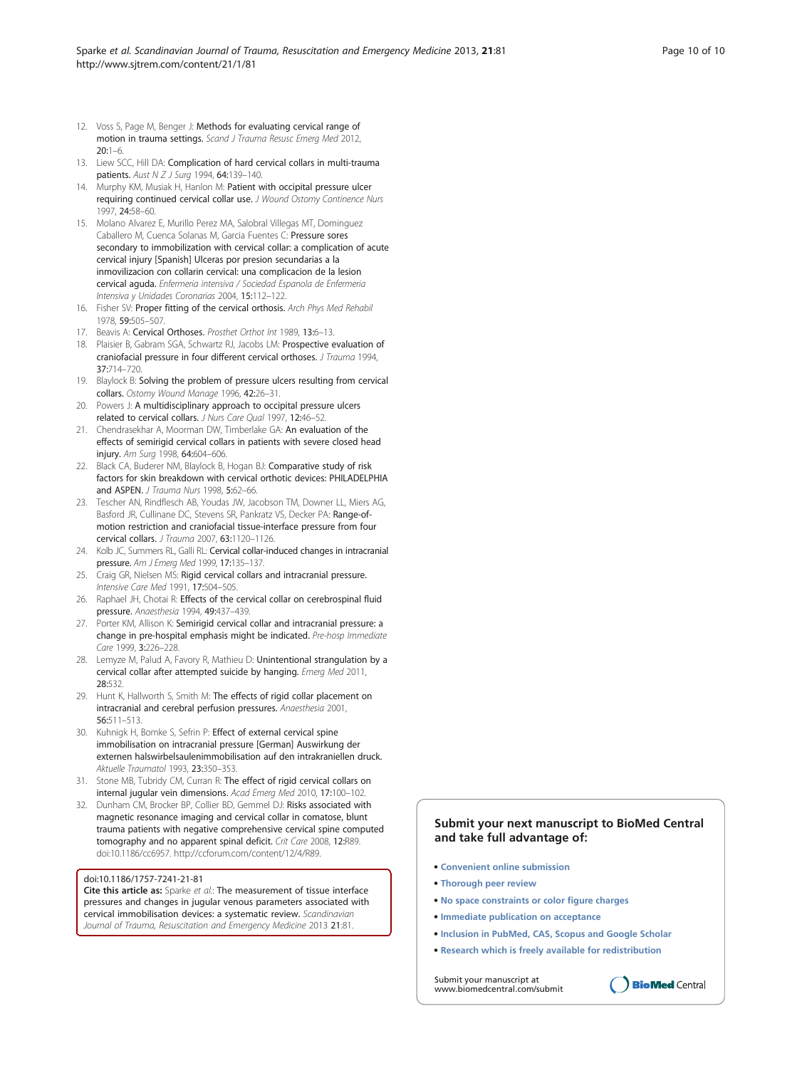12. Voss S, Page M, Benger J: **Methods for evaluating cervical range of motion in trauma settings.** *Scand J Trauma Resusc Emerg Med* 2012, **20**:1–6.
13. Liew SCC, Hill DA: **Complication of hard cervical collars in multi-trauma patients.** *Aust N Z J Surg* 1994, **64**:139–140.
14. Murphy KM, Musiak H, Hanlon M: **Patient with occipital pressure ulcer requiring continued cervical collar use.** *J Wound Ostomy Continence Nurs* 1997, **24**:58–60.
15. Molano Alvarez E, Murillo Perez MA, Salobral Villegas MT, Dominguez Caballero M, Cuenca Solanas M, Garcia Fuentes C: **Pressure sores secondary to immobilization with cervical collar: a complication of acute cervical injury [Spanish] Ulceras por presion secundarias a la inmovilizacion con collarin cervical: una complicacion de la lesion cervical aguda.** *Enfermeria intensiva / Sociedad Espanola de Enfermeria Intensiva y Unidades Coronarias* 2004, **15**:112–122.
16. Fisher SV: **Proper fitting of the cervical orthosis.** *Arch Phys Med Rehabil* 1978, **59**:505–507.
17. Beavis A: **Cervical Orthoses.** *Prosthet Orthot Int* 1989, **13**:6–13.
18. Plaisier B, Gabram SGA, Schwartz RJ, Jacobs LM: **Prospective evaluation of craniofacial pressure in four different cervical orthoses.** *J Trauma* 1994, **37**:714–720.
19. Blaylock B: **Solving the problem of pressure ulcers resulting from cervical collars.** *Ostomy Wound Manage* 1996, **42**:26–31.
20. Powers J: **A multidisciplinary approach to occipital pressure ulcers related to cervical collars.** *J Nurs Care Qual* 1997, **12**:46–52.
21. Chendrasekhar A, Moorman DW, Timberlake GA: **An evaluation of the effects of semirigid cervical collars in patients with severe closed head injury.** *Am Surg* 1998, **64**:604–606.
22. Black CA, Buderer NM, Blaylock B, Hogan BJ: **Comparative study of risk factors for skin breakdown with cervical orthotic devices: PHILADELPHIA and ASPEN.** *J Trauma Nurs* 1998, **5**:62–66.
23. Tescher AN, Rindflesch AB, Youdas JW, Jacobson TM, Downer LL, Miers AG, Basford JR, Cullinane DC, Stevens SR, Pankratz VS, Decker PA: **Range-of-motion restriction and craniofacial tissue-interface pressure from four cervical collars.** *J Trauma* 2007, **63**:1120–1126.
24. Kolb JC, Summers RL, Galli RL: **Cervical collar-induced changes in intracranial pressure.** *Am J Emerg Med* 1999, **17**:135–137.
25. Craig GR, Nielsen MS: **Rigid cervical collars and intracranial pressure.** *Intensive Care Med* 1991, **17**:504–505.
26. Raphael JH, Chotai R: **Effects of the cervical collar on cerebrospinal fluid pressure.** *Anaesthesia* 1994, **49**:437–439.
27. Porter KM, Allison K: **Semirigid cervical collar and intracranial pressure: a change in pre-hospital emphasis might be indicated.** *Pre-hosp Immediate Care* 1999, **3**:226–228.
28. Lemyze M, Palud A, Favory R, Mathieu D: **Unintentional strangulation by a cervical collar after attempted suicide by hanging.** *Emerg Med* 2011, **28**:532.
29. Hunt K, Hallworth S, Smith M: **The effects of rigid collar placement on intracranial and cerebral perfusion pressures.** *Anaesthesia* 2001, **56**:511–513.
30. Kuhnigk H, Bomke S, Sefrin P: **Effect of external cervical spine immobilisation on intracranial pressure [German] Auswirkung der externen halswirbelsaulenimmobilisation auf den intrakraniellen druck.** *Aktuelle Traumatol* 1993, **23**:350–353.
31. Stone MB, Tubridy CM, Curran R: **The effect of rigid cervical collars on internal jugular vein dimensions.** *Acad Emerg Med* 2010, **17**:100–102.
32. Dunham CM, Brocker BP, Collier BD, Gemmel DJ: **Risks associated with magnetic resonance imaging and cervical collar in comatose, blunt trauma patients with negative comprehensive cervical spine computed tomography and no apparent spinal deficit.** *Crit Care* 2008, **12**:R89. doi:10.1186/cc6957. http://ccforum.com/content/12/4/R89.

doi:10.1186/1757-7241-21-81
**Cite this article as:** Sparke *et al.*: The measurement of tissue interface pressures and changes in jugular venous parameters associated with cervical immobilisation devices: a systematic review. *Scandinavian Journal of Trauma, Resuscitation and Emergency Medicine* 2013 **21**:81.

**Submit your next manuscript to BioMed Central and take full advantage of:**

- Convenient online submission
- Thorough peer review
- No space constraints or color figure charges
- Immediate publication on acceptance
- Inclusion in PubMed, CAS, Scopus and Google Scholar
- Research which is freely available for redistribution

Submit your manuscript at www.biomedcentral.com/submit

BioMed Central